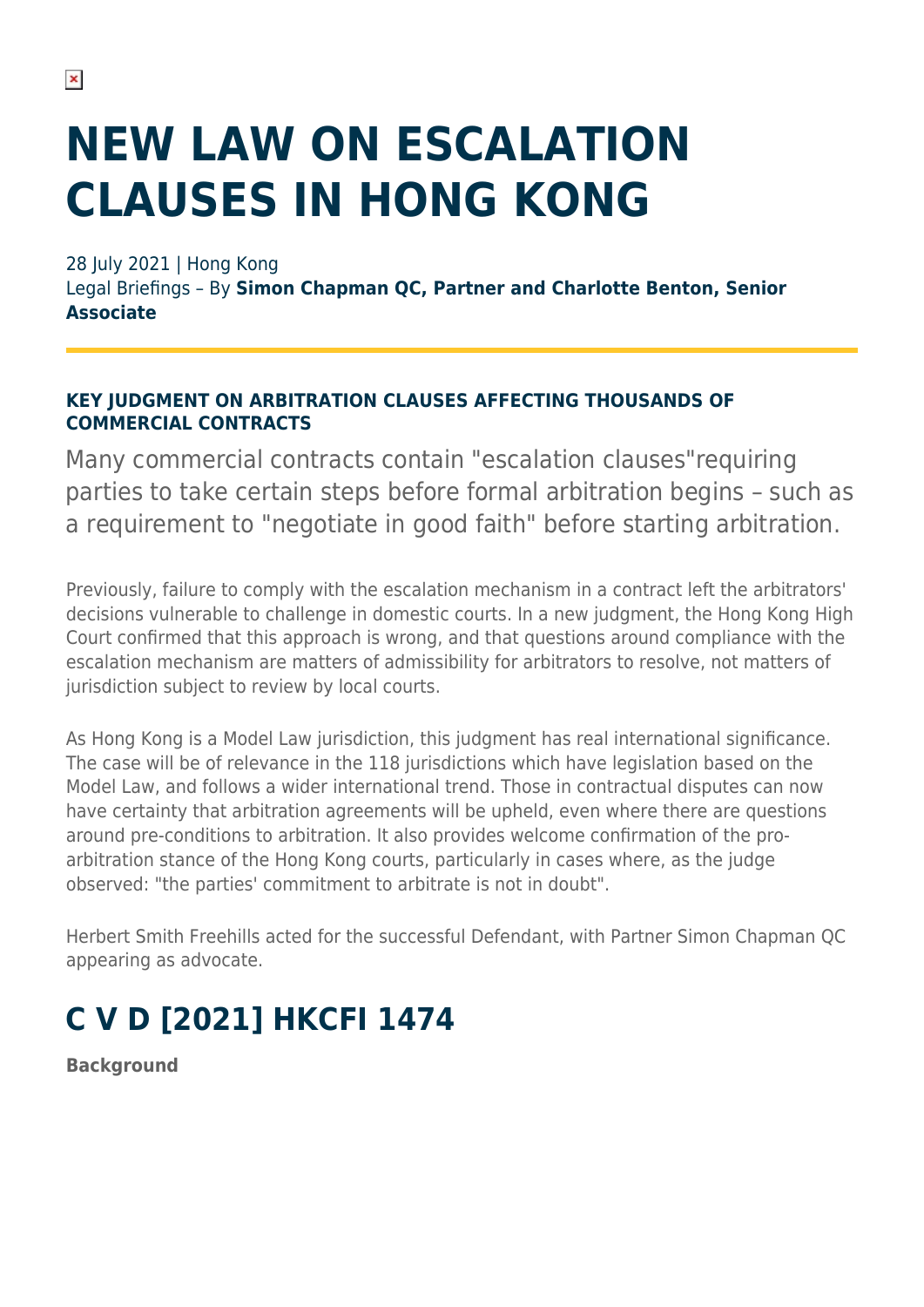# NEW LAW ON ESCALATION CLAUSES IN HONG KONG

28 July 2021 | Hong Kong
Legal Briefings – By **Simon Chapman QC, Partner and Charlotte Benton, Senior Associate**

### KEY JUDGMENT ON ARBITRATION CLAUSES AFFECTING THOUSANDS OF COMMERCIAL CONTRACTS

Many commercial contracts contain "escalation clauses"requiring parties to take certain steps before formal arbitration begins – such as a requirement to "negotiate in good faith" before starting arbitration.

Previously, failure to comply with the escalation mechanism in a contract left the arbitrators' decisions vulnerable to challenge in domestic courts. In a new judgment, the Hong Kong High Court confirmed that this approach is wrong, and that questions around compliance with the escalation mechanism are matters of admissibility for arbitrators to resolve, not matters of jurisdiction subject to review by local courts.

As Hong Kong is a Model Law jurisdiction, this judgment has real international significance. The case will be of relevance in the 118 jurisdictions which have legislation based on the Model Law, and follows a wider international trend. Those in contractual disputes can now have certainty that arbitration agreements will be upheld, even where there are questions around pre-conditions to arbitration. It also provides welcome confirmation of the pro-arbitration stance of the Hong Kong courts, particularly in cases where, as the judge observed: "the parties' commitment to arbitrate is not in doubt".

Herbert Smith Freehills acted for the successful Defendant, with Partner Simon Chapman QC appearing as advocate.

## C V D [2021] HKCFI 1474

**Background**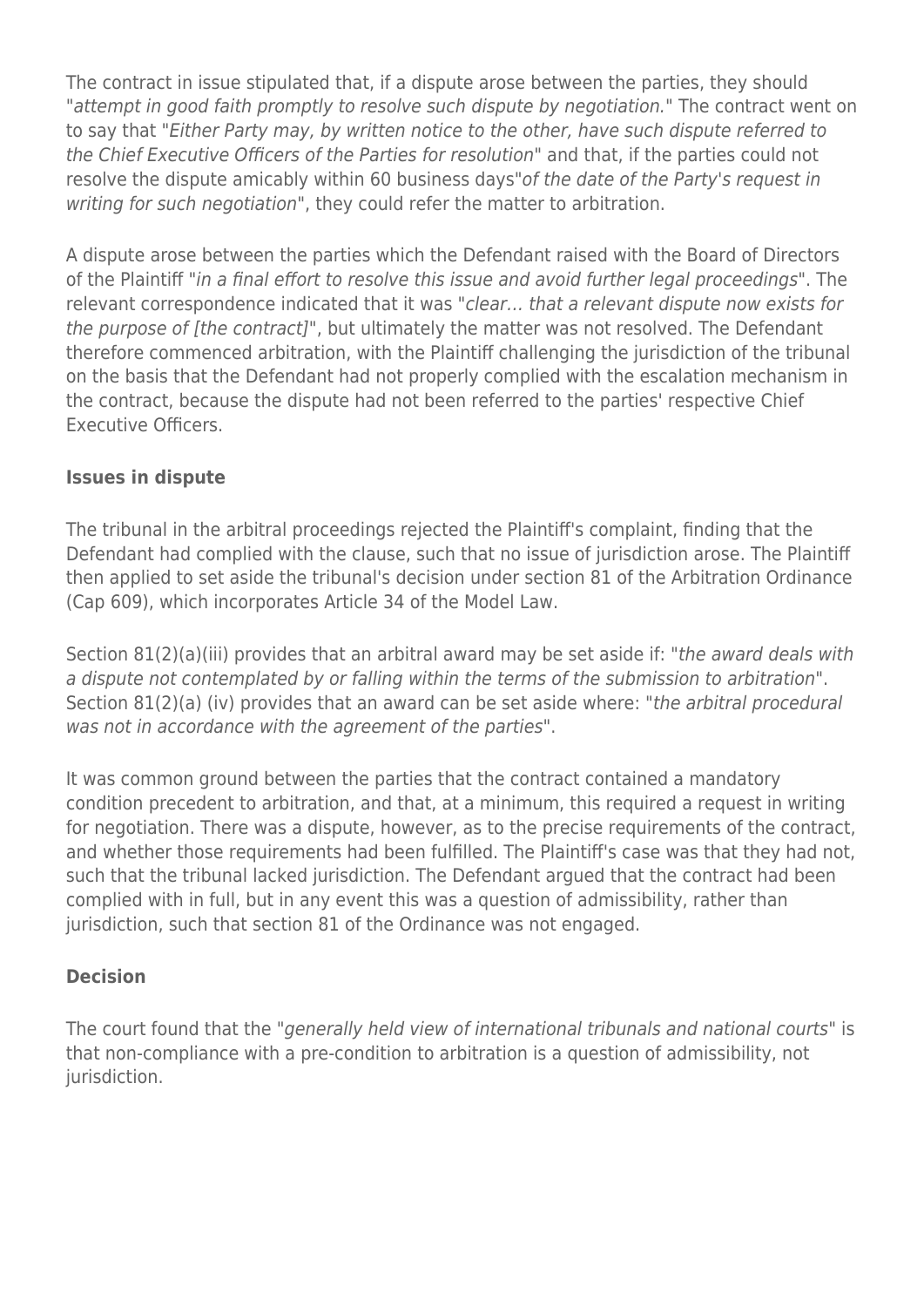The contract in issue stipulated that, if a dispute arose between the parties, they should "*attempt in good faith promptly to resolve such dispute by negotiation.*" The contract went on to say that "*Either Party may, by written notice to the other, have such dispute referred to the Chief Executive Officers of the Parties for resolution*" and that, if the parties could not resolve the dispute amicably within 60 business days"*of the date of the Party's request in writing for such negotiation*", they could refer the matter to arbitration.

A dispute arose between the parties which the Defendant raised with the Board of Directors of the Plaintiff "*in a final effort to resolve this issue and avoid further legal proceedings*". The relevant correspondence indicated that it was "*clear… that a relevant dispute now exists for the purpose of [the contract]*", but ultimately the matter was not resolved. The Defendant therefore commenced arbitration, with the Plaintiff challenging the jurisdiction of the tribunal on the basis that the Defendant had not properly complied with the escalation mechanism in the contract, because the dispute had not been referred to the parties' respective Chief Executive Officers.

**Issues in dispute**

The tribunal in the arbitral proceedings rejected the Plaintiff's complaint, finding that the Defendant had complied with the clause, such that no issue of jurisdiction arose. The Plaintiff then applied to set aside the tribunal's decision under section 81 of the Arbitration Ordinance (Cap 609), which incorporates Article 34 of the Model Law.

Section 81(2)(a)(iii) provides that an arbitral award may be set aside if: "*the award deals with a dispute not contemplated by or falling within the terms of the submission to arbitration*". Section 81(2)(a) (iv) provides that an award can be set aside where: "*the arbitral procedural was not in accordance with the agreement of the parties*".

It was common ground between the parties that the contract contained a mandatory condition precedent to arbitration, and that, at a minimum, this required a request in writing for negotiation. There was a dispute, however, as to the precise requirements of the contract, and whether those requirements had been fulfilled. The Plaintiff's case was that they had not, such that the tribunal lacked jurisdiction. The Defendant argued that the contract had been complied with in full, but in any event this was a question of admissibility, rather than jurisdiction, such that section 81 of the Ordinance was not engaged.

**Decision**

The court found that the "*generally held view of international tribunals and national courts*" is that non-compliance with a pre-condition to arbitration is a question of admissibility, not jurisdiction.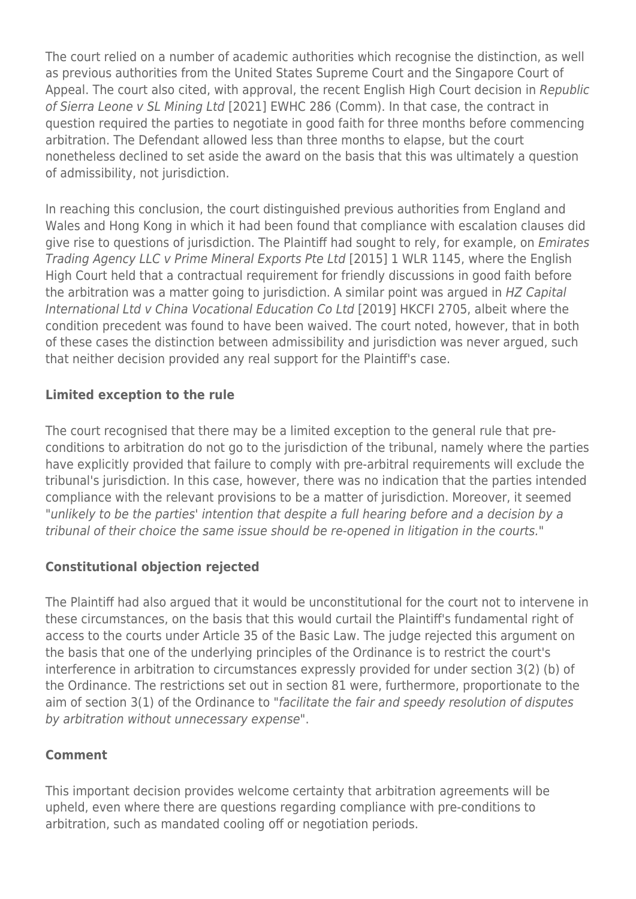The court relied on a number of academic authorities which recognise the distinction, as well as previous authorities from the United States Supreme Court and the Singapore Court of Appeal. The court also cited, with approval, the recent English High Court decision in *Republic of Sierra Leone v SL Mining Ltd* [2021] EWHC 286 (Comm). In that case, the contract in question required the parties to negotiate in good faith for three months before commencing arbitration. The Defendant allowed less than three months to elapse, but the court nonetheless declined to set aside the award on the basis that this was ultimately a question of admissibility, not jurisdiction.

In reaching this conclusion, the court distinguished previous authorities from England and Wales and Hong Kong in which it had been found that compliance with escalation clauses did give rise to questions of jurisdiction. The Plaintiff had sought to rely, for example, on *Emirates Trading Agency LLC v Prime Mineral Exports Pte Ltd* [2015] 1 WLR 1145, where the English High Court held that a contractual requirement for friendly discussions in good faith before the arbitration was a matter going to jurisdiction. A similar point was argued in *HZ Capital International Ltd v China Vocational Education Co Ltd* [2019] HKCFI 2705, albeit where the condition precedent was found to have been waived. The court noted, however, that in both of these cases the distinction between admissibility and jurisdiction was never argued, such that neither decision provided any real support for the Plaintiff's case.

### Limited exception to the rule

The court recognised that there may be a limited exception to the general rule that pre-conditions to arbitration do not go to the jurisdiction of the tribunal, namely where the parties have explicitly provided that failure to comply with pre-arbitral requirements will exclude the tribunal's jurisdiction. In this case, however, there was no indication that the parties intended compliance with the relevant provisions to be a matter of jurisdiction. Moreover, it seemed "*unlikely to be the parties' intention that despite a full hearing before and a decision by a tribunal of their choice the same issue should be re-opened in litigation in the courts.*"

### Constitutional objection rejected

The Plaintiff had also argued that it would be unconstitutional for the court not to intervene in these circumstances, on the basis that this would curtail the Plaintiff's fundamental right of access to the courts under Article 35 of the Basic Law. The judge rejected this argument on the basis that one of the underlying principles of the Ordinance is to restrict the court's interference in arbitration to circumstances expressly provided for under section 3(2) (b) of the Ordinance. The restrictions set out in section 81 were, furthermore, proportionate to the aim of section 3(1) of the Ordinance to "*facilitate the fair and speedy resolution of disputes by arbitration without unnecessary expense*".

### Comment

This important decision provides welcome certainty that arbitration agreements will be upheld, even where there are questions regarding compliance with pre-conditions to arbitration, such as mandated cooling off or negotiation periods.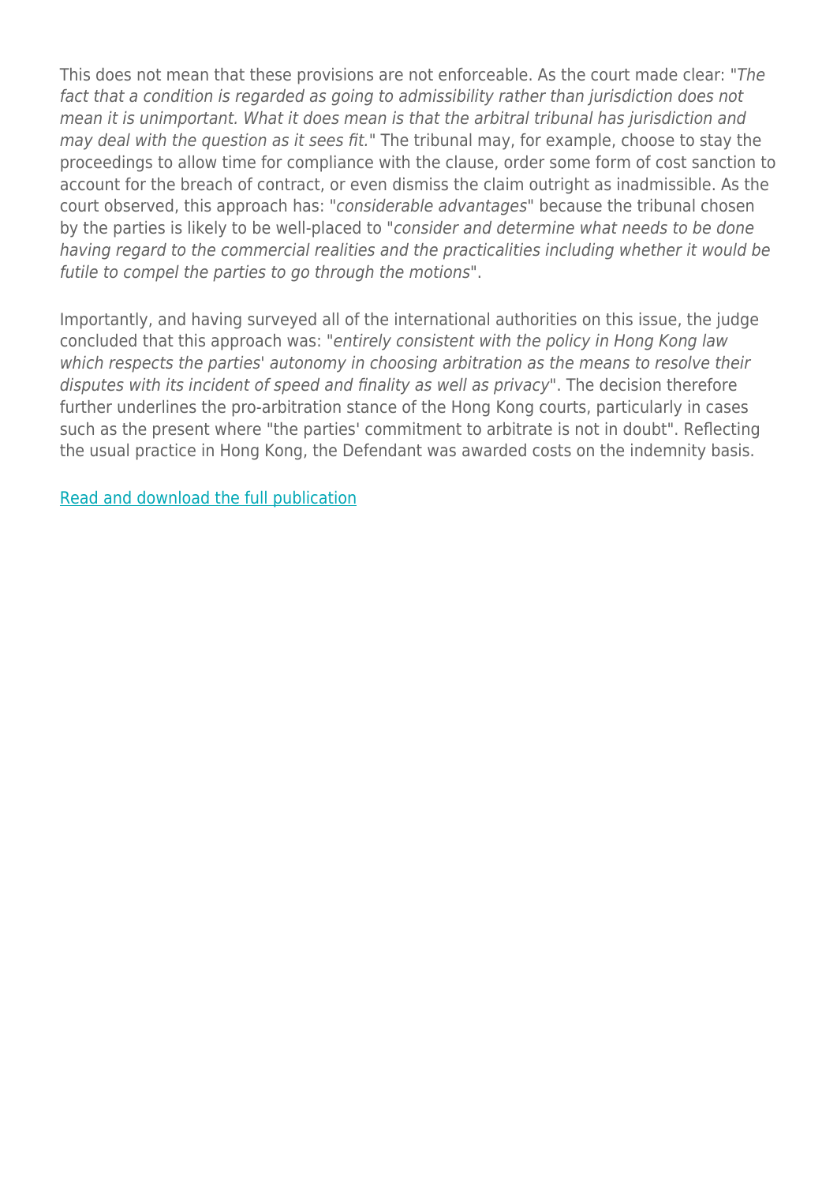This does not mean that these provisions are not enforceable. As the court made clear: "*The fact that a condition is regarded as going to admissibility rather than jurisdiction does not mean it is unimportant. What it does mean is that the arbitral tribunal has jurisdiction and may deal with the question as it sees fit.*" The tribunal may, for example, choose to stay the proceedings to allow time for compliance with the clause, order some form of cost sanction to account for the breach of contract, or even dismiss the claim outright as inadmissible. As the court observed, this approach has: "*considerable advantages*" because the tribunal chosen by the parties is likely to be well-placed to "*consider and determine what needs to be done having regard to the commercial realities and the practicalities including whether it would be futile to compel the parties to go through the motions*".

Importantly, and having surveyed all of the international authorities on this issue, the judge concluded that this approach was: "*entirely consistent with the policy in Hong Kong law which respects the parties' autonomy in choosing arbitration as the means to resolve their disputes with its incident of speed and finality as well as privacy*". The decision therefore further underlines the pro-arbitration stance of the Hong Kong courts, particularly in cases such as the present where "the parties' commitment to arbitrate is not in doubt". Reflecting the usual practice in Hong Kong, the Defendant was awarded costs on the indemnity basis.

Read and download the full publication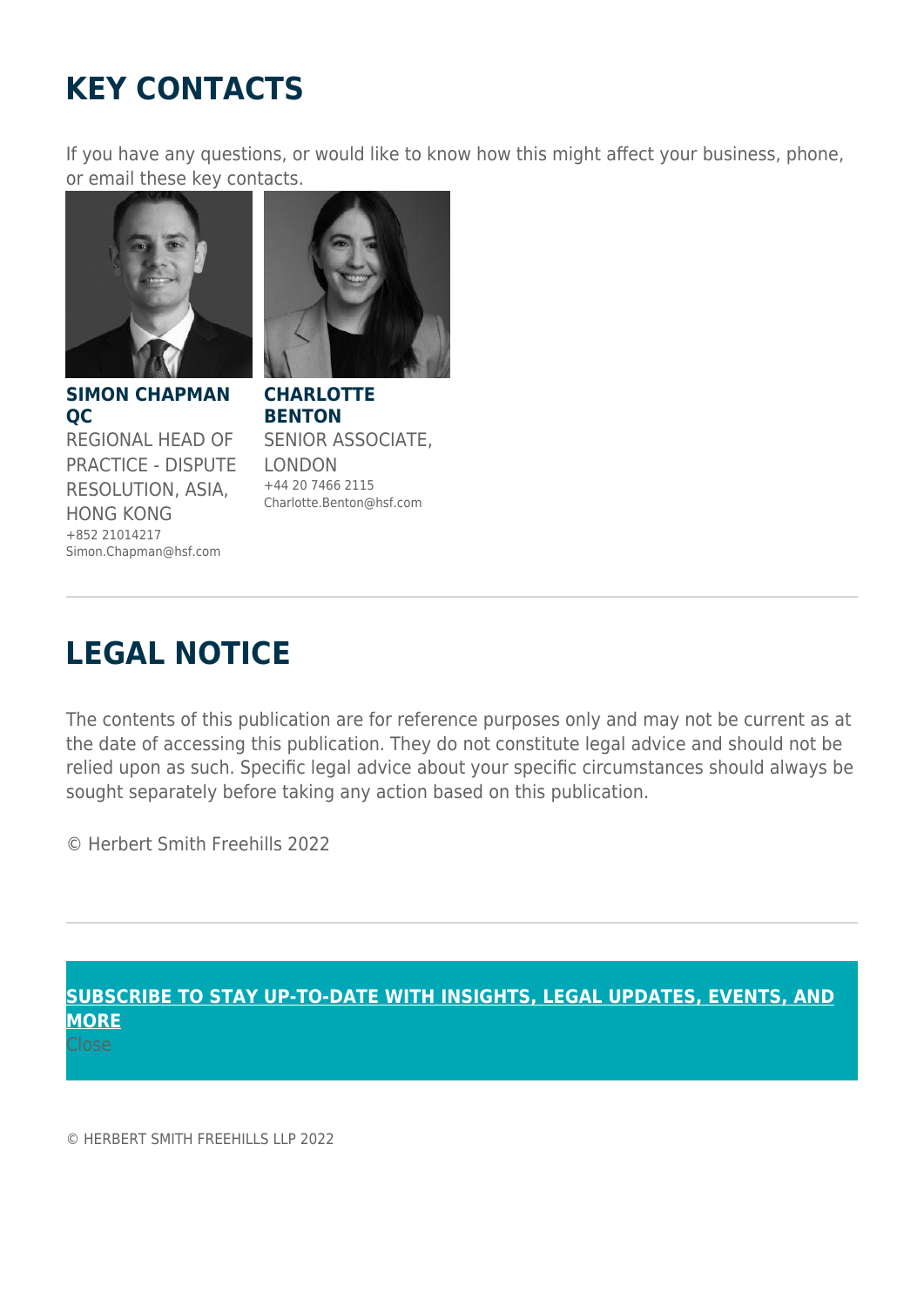## KEY CONTACTS

If you have any questions, or would like to know how this might affect your business, phone, or email these key contacts.

**SIMON CHAPMAN QC**
REGIONAL HEAD OF PRACTICE - DISPUTE RESOLUTION, ASIA, HONG KONG
+852 21014217
Simon.Chapman@hsf.com

**CHARLOTTE BENTON**
SENIOR ASSOCIATE, LONDON
+44 20 7466 2115
Charlotte.Benton@hsf.com

---

## LEGAL NOTICE

The contents of this publication are for reference purposes only and may not be current as at the date of accessing this publication. They do not constitute legal advice and should not be relied upon as such. Specific legal advice about your specific circumstances should always be sought separately before taking any action based on this publication.

© Herbert Smith Freehills 2022

---

**SUBSCRIBE TO STAY UP-TO-DATE WITH INSIGHTS, LEGAL UPDATES, EVENTS, AND MORE**

Close

© HERBERT SMITH FREEHILLS LLP 2022